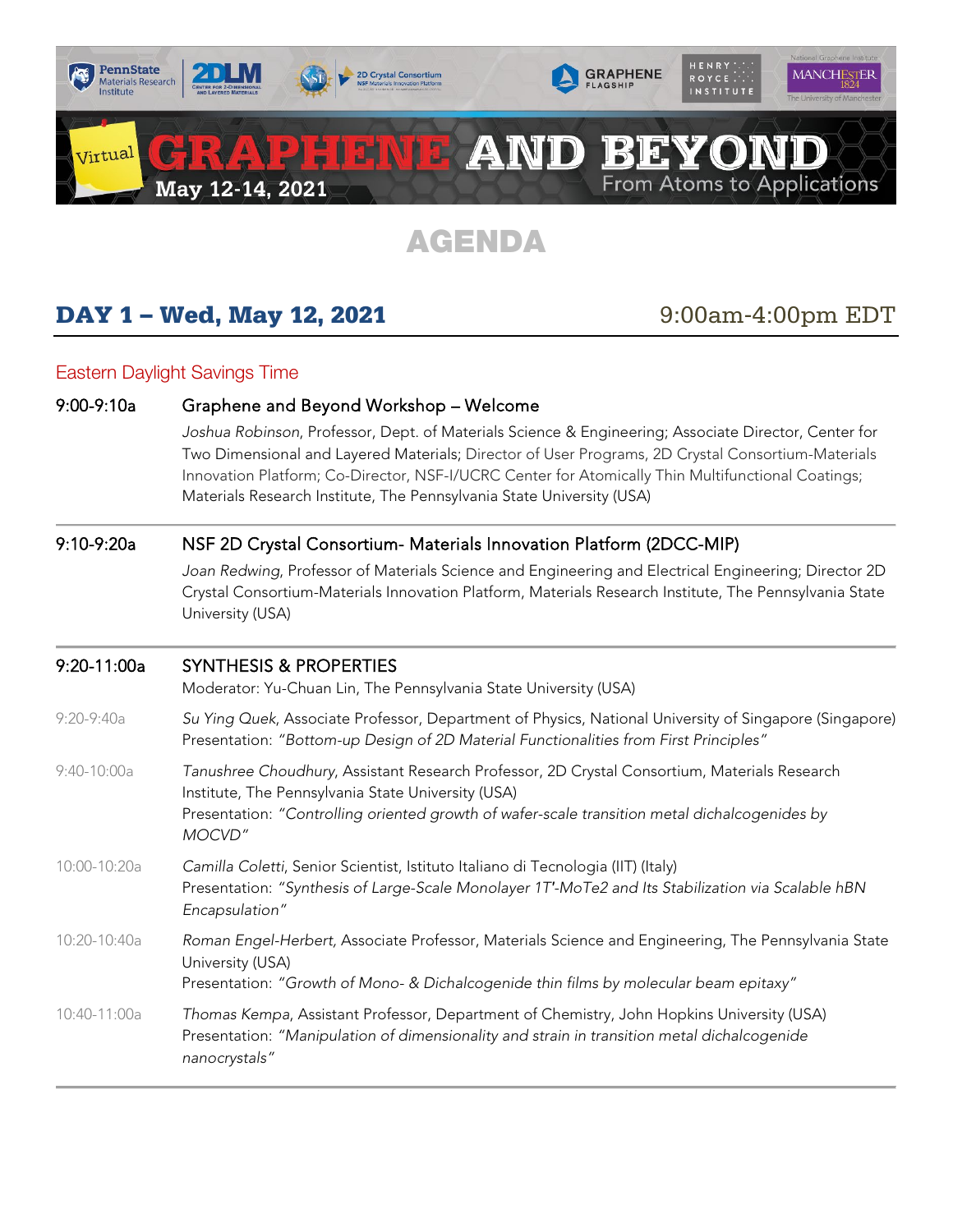# GRAPHENE AND BEYOND

From Atoms to Applications

Virtual

May 12-14, 2021

## AGENDA

## DAY 1 – Wed, May 12, 2021 9:00am-4:00pm EDT

Eastern Daylight Savings Time

**9:00-9:10a** Graphene and Beyond Workshop – Welcome

*Joshua Robinson*, Professor, Dept. of Materials Science & Engineering; Associate Director, Center for Two Dimensional and Layered Materials; Director of User Programs, 2D Crystal Consortium-Materials Innovation Platform; Co-Director, NSF-I/UCRC Center for Atomically Thin Multifunctional Coatings; Materials Research Institute, The Pennsylvania State University (USA)

---

**9:10-9:20a** NSF 2D Crystal Consortium- Materials Innovation Platform (2DCC-MIP)

*Joan Redwing*, Professor of Materials Science and Engineering and Electrical Engineering; Director 2D Crystal Consortium-Materials Innovation Platform, Materials Research Institute, The Pennsylvania State University (USA)

---

**9:20-11:00a** SYNTHESIS & PROPERTIES

Moderator: Yu-Chuan Lin, The Pennsylvania State University (USA)

9:20-9:40a — *Su Ying Quek*, Associate Professor, Department of Physics, National University of Singapore (Singapore)
Presentation: *"Bottom-up Design of 2D Material Functionalities from First Principles"*

9:40-10:00a — *Tanushree Choudhury*, Assistant Research Professor, 2D Crystal Consortium, Materials Research Institute, The Pennsylvania State University (USA)
Presentation: *"Controlling oriented growth of wafer-scale transition metal dichalcogenides by MOCVD"*

10:00-10:20a — *Camilla Coletti*, Senior Scientist, Istituto Italiano di Tecnologia (IIT) (Italy)
Presentation: *"Synthesis of Large-Scale Monolayer 1T'-MoTe2 and Its Stabilization via Scalable hBN Encapsulation"*

10:20-10:40a — *Roman Engel-Herbert*, Associate Professor, Materials Science and Engineering, The Pennsylvania State University (USA)
Presentation: *"Growth of Mono- & Dichalcogenide thin films by molecular beam epitaxy"*

10:40-11:00a — *Thomas Kempa*, Assistant Professor, Department of Chemistry, John Hopkins University (USA)
Presentation: *"Manipulation of dimensionality and strain in transition metal dichalcogenide nanocrystals"*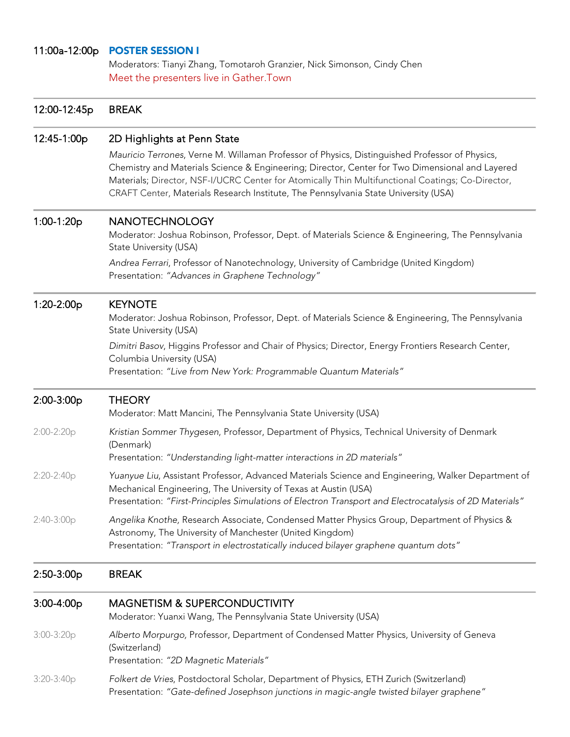**11:00a-12:00p** **POSTER SESSION I**

Moderators: Tianyi Zhang, Tomotaroh Granzier, Nick Simonson, Cindy Chen

Meet the presenters live in Gather.Town

---

**12:00-12:45p** BREAK

---

**12:45-1:00p** 2D Highlights at Penn State

*Mauricio Terrones*, Verne M. Willaman Professor of Physics, Distinguished Professor of Physics, Chemistry and Materials Science & Engineering; Director, Center for Two Dimensional and Layered Materials; Director, NSF-I/UCRC Center for Atomically Thin Multifunctional Coatings; Co-Director, CRAFT Center, Materials Research Institute, The Pennsylvania State University (USA)

---

**1:00-1:20p** NANOTECHNOLOGY

Moderator: Joshua Robinson, Professor, Dept. of Materials Science & Engineering, The Pennsylvania State University (USA)

*Andrea Ferrari*, Professor of Nanotechnology, University of Cambridge (United Kingdom)
Presentation: *"Advances in Graphene Technology"*

---

**1:20-2:00p** KEYNOTE

Moderator: Joshua Robinson, Professor, Dept. of Materials Science & Engineering, The Pennsylvania State University (USA)

*Dimitri Basov*, Higgins Professor and Chair of Physics; Director, Energy Frontiers Research Center, Columbia University (USA)
Presentation: *"Live from New York: Programmable Quantum Materials"*

---

**2:00-3:00p** THEORY

Moderator: Matt Mancini, The Pennsylvania State University (USA)

2:00-2:20p — *Kristian Sommer Thygesen*, Professor, Department of Physics, Technical University of Denmark (Denmark)
Presentation: *"Understanding light-matter interactions in 2D materials"*

2:20-2:40p — *Yuanyue Liu*, Assistant Professor, Advanced Materials Science and Engineering, Walker Department of Mechanical Engineering, The University of Texas at Austin (USA)
Presentation: *"First-Principles Simulations of Electron Transport and Electrocatalysis of 2D Materials"*

2:40-3:00p — *Angelika Knothe,* Research Associate, Condensed Matter Physics Group, Department of Physics & Astronomy, The University of Manchester (United Kingdom)
Presentation: *"Transport in electrostatically induced bilayer graphene quantum dots"*

---

**2:50-3:00p** BREAK

---

**3:00-4:00p** MAGNETISM & SUPERCONDUCTIVITY

Moderator: Yuanxi Wang, The Pennsylvania State University (USA)

3:00-3:20p — *Alberto Morpurgo,* Professor, Department of Condensed Matter Physics, University of Geneva (Switzerland)
Presentation: *"2D Magnetic Materials"*

3:20-3:40p — *Folkert de Vries*, Postdoctoral Scholar, Department of Physics, ETH Zurich (Switzerland)
Presentation: *"Gate-defined Josephson junctions in magic-angle twisted bilayer graphene"*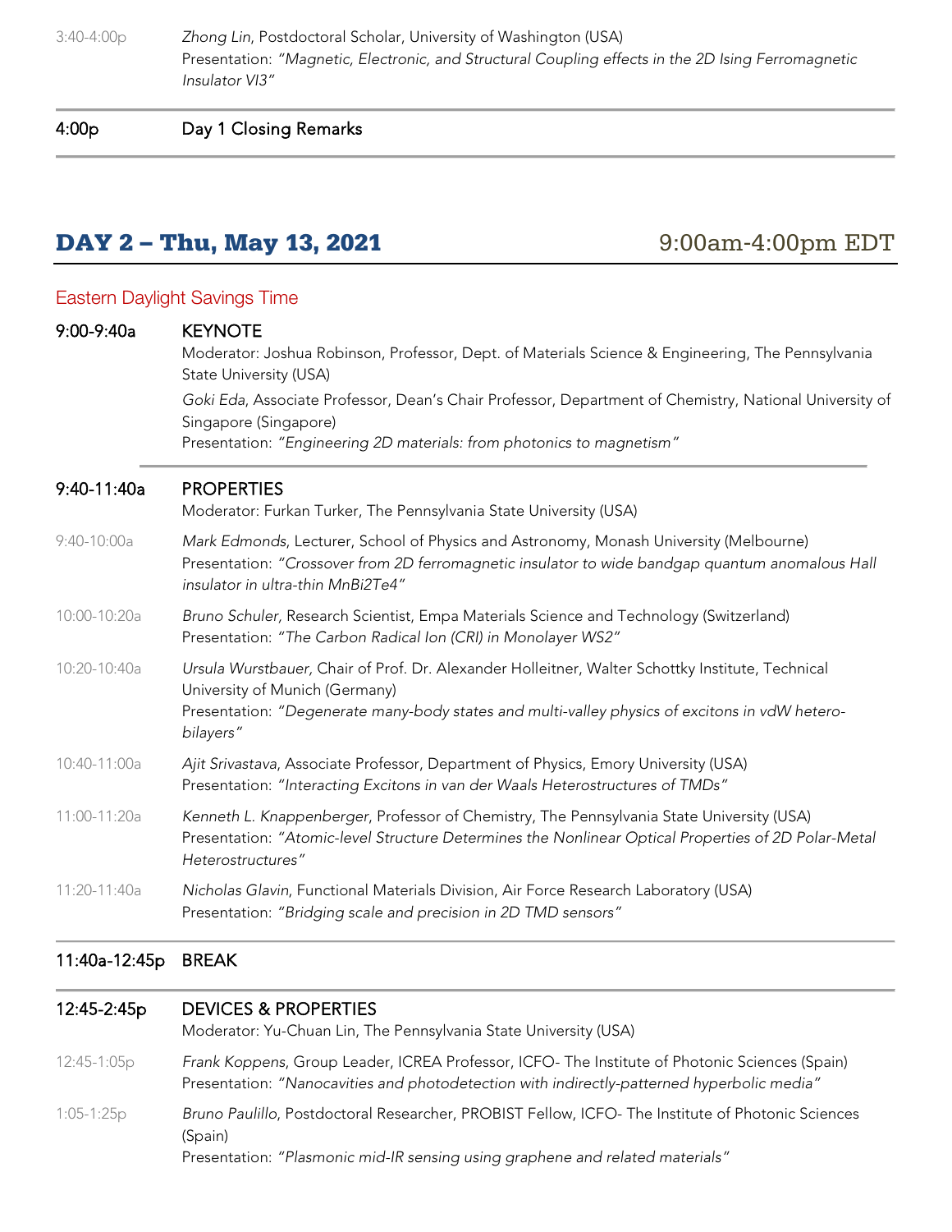3:40-4:00p — *Zhong Lin*, Postdoctoral Scholar, University of Washington (USA)
Presentation: *"Magnetic, Electronic, and Structural Coupling effects in the 2D Ising Ferromagnetic Insulator VI3"*

---

**4:00p** — Day 1 Closing Remarks

---

## DAY 2 – Thu, May 13, 2021 — 9:00am-4:00pm EDT

Eastern Daylight Savings Time

**9:00-9:40a** — KEYNOTE
Moderator: Joshua Robinson, Professor, Dept. of Materials Science & Engineering, The Pennsylvania State University (USA)

*Goki Eda*, Associate Professor, Dean's Chair Professor, Department of Chemistry, National University of Singapore (Singapore)
Presentation: *"Engineering 2D materials: from photonics to magnetism"*

---

**9:40-11:40a** — PROPERTIES
Moderator: Furkan Turker, The Pennsylvania State University (USA)

9:40-10:00a — *Mark Edmonds*, Lecturer, School of Physics and Astronomy, Monash University (Melbourne)
Presentation: *"Crossover from 2D ferromagnetic insulator to wide bandgap quantum anomalous Hall insulator in ultra-thin MnBi2Te4"*

10:00-10:20a — *Bruno Schuler,* Research Scientist, Empa Materials Science and Technology (Switzerland)
Presentation: *"The Carbon Radical Ion (CRI) in Monolayer WS2"*

10:20-10:40a — *Ursula Wurstbauer,* Chair of Prof. Dr. Alexander Holleitner, Walter Schottky Institute, Technical University of Munich (Germany)
Presentation: *"Degenerate many-body states and multi-valley physics of excitons in vdW hetero-bilayers"*

10:40-11:00a — *Ajit Srivastava*, Associate Professor, Department of Physics, Emory University (USA)
Presentation: *"Interacting Excitons in van der Waals Heterostructures of TMDs"*

11:00-11:20a — *Kenneth L. Knappenberger*, Professor of Chemistry, The Pennsylvania State University (USA)
Presentation: *"Atomic-level Structure Determines the Nonlinear Optical Properties of 2D Polar-Metal Heterostructures"*

11:20-11:40a — *Nicholas Glavin*, Functional Materials Division, Air Force Research Laboratory (USA)
Presentation: *"Bridging scale and precision in 2D TMD sensors"*

---

**11:40a-12:45p** — BREAK

---

**12:45-2:45p** — DEVICES & PROPERTIES
Moderator: Yu-Chuan Lin, The Pennsylvania State University (USA)

12:45-1:05p — *Frank Koppens*, Group Leader, ICREA Professor, ICFO- The Institute of Photonic Sciences (Spain)
Presentation: *"Nanocavities and photodetection with indirectly-patterned hyperbolic media"*

1:05-1:25p — *Bruno Paulillo*, Postdoctoral Researcher, PROBIST Fellow, ICFO- The Institute of Photonic Sciences (Spain)
Presentation: *"Plasmonic mid-IR sensing using graphene and related materials"*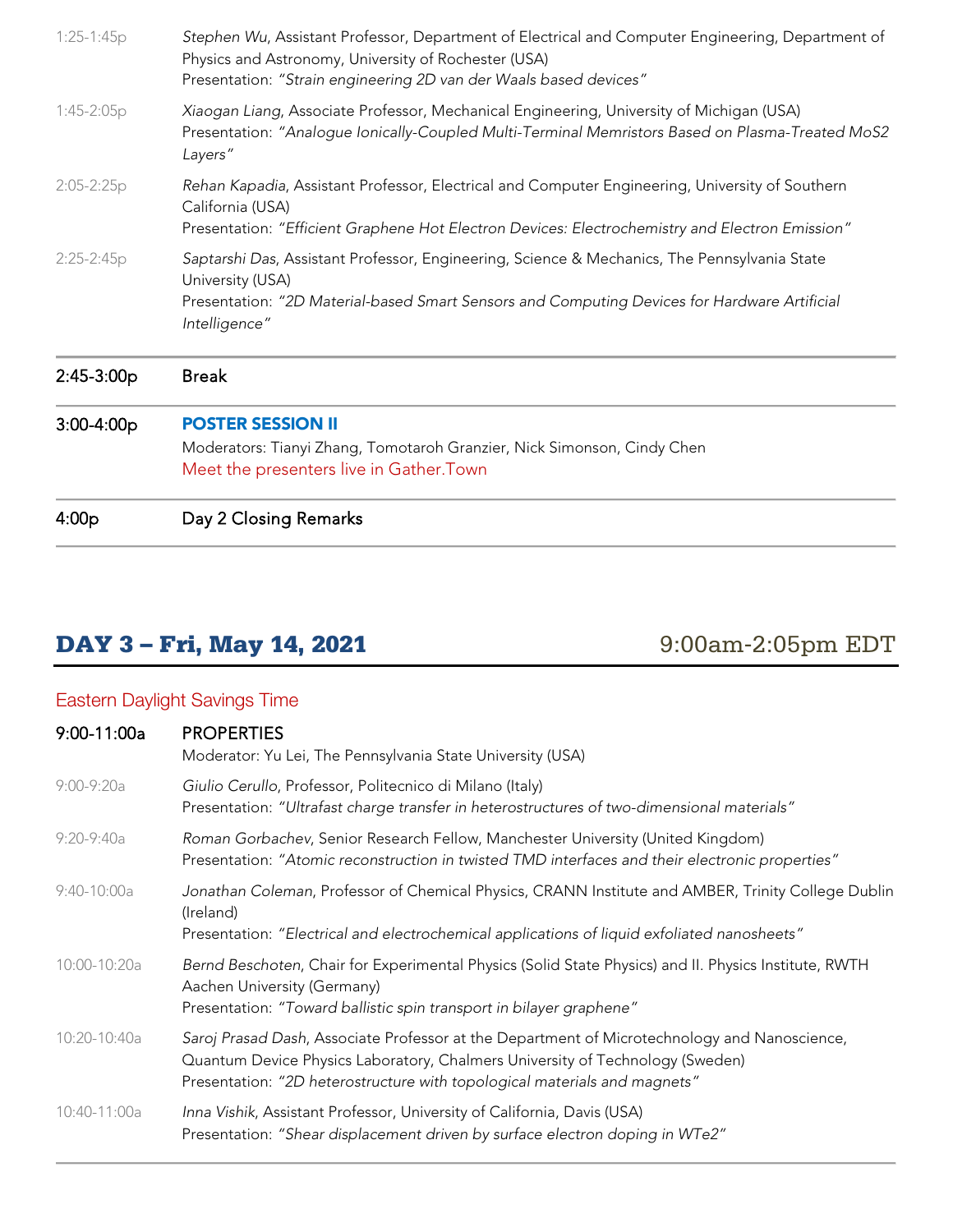| | |
|---|---|
| 1:25-1:45p | *Stephen Wu*, Assistant Professor, Department of Electrical and Computer Engineering, Department of Physics and Astronomy, University of Rochester (USA)<br>Presentation: *"Strain engineering 2D van der Waals based devices"* |
| 1:45-2:05p | *Xiaogan Liang*, Associate Professor, Mechanical Engineering, University of Michigan (USA)<br>Presentation: *"Analogue Ionically-Coupled Multi-Terminal Memristors Based on Plasma-Treated MoS2 Layers"* |
| 2:05-2:25p | *Rehan Kapadia*, Assistant Professor, Electrical and Computer Engineering, University of Southern California (USA)<br>Presentation: *"Efficient Graphene Hot Electron Devices: Electrochemistry and Electron Emission"* |
| 2:25-2:45p | *Saptarshi Das*, Assistant Professor, Engineering, Science & Mechanics, The Pennsylvania State University (USA)<br>Presentation: *"2D Material-based Smart Sensors and Computing Devices for Hardware Artificial Intelligence"* |
| 2:45-3:00p | Break |
| 3:00-4:00p | **POSTER SESSION II**<br>Moderators: Tianyi Zhang, Tomotaroh Granzier, Nick Simonson, Cindy Chen<br>Meet the presenters live in Gather.Town |
| 4:00p | Day 2 Closing Remarks |

## DAY 3 – Fri, May 14, 2021 — 9:00am-2:05pm EDT

Eastern Daylight Savings Time

| | |
|---|---|
| 9:00-11:00a | PROPERTIES<br>Moderator: Yu Lei, The Pennsylvania State University (USA) |
| 9:00-9:20a | *Giulio Cerullo*, Professor, Politecnico di Milano (Italy)<br>Presentation: *"Ultrafast charge transfer in heterostructures of two-dimensional materials"* |
| 9:20-9:40a | *Roman Gorbachev*, Senior Research Fellow, Manchester University (United Kingdom)<br>Presentation: *"Atomic reconstruction in twisted TMD interfaces and their electronic properties"* |
| 9:40-10:00a | *Jonathan Coleman*, Professor of Chemical Physics, CRANN Institute and AMBER, Trinity College Dublin (Ireland)<br>Presentation: *"Electrical and electrochemical applications of liquid exfoliated nanosheets"* |
| 10:00-10:20a | *Bernd Beschoten*, Chair for Experimental Physics (Solid State Physics) and II. Physics Institute, RWTH Aachen University (Germany)<br>Presentation: *"Toward ballistic spin transport in bilayer graphene"* |
| 10:20-10:40a | *Saroj Prasad Dash*, Associate Professor at the Department of Microtechnology and Nanoscience, Quantum Device Physics Laboratory, Chalmers University of Technology (Sweden)<br>Presentation: *"2D heterostructure with topological materials and magnets"* |
| 10:40-11:00a | *Inna Vishik*, Assistant Professor, University of California, Davis (USA)<br>Presentation: *"Shear displacement driven by surface electron doping in WTe2"* |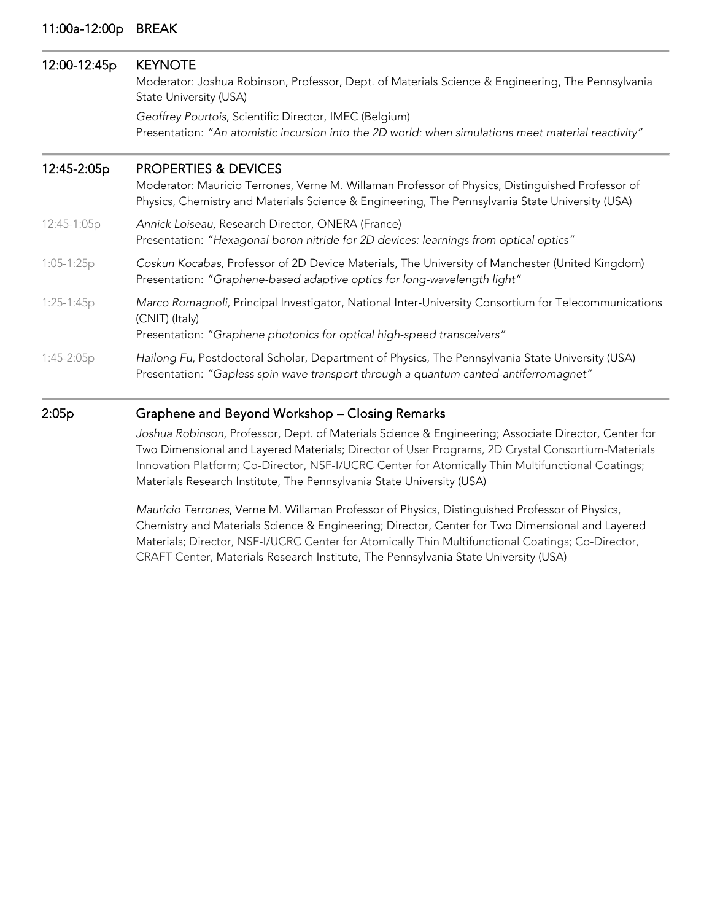**11:00a-12:00p** BREAK

---

**12:00-12:45p** KEYNOTE

Moderator: Joshua Robinson, Professor, Dept. of Materials Science & Engineering, The Pennsylvania State University (USA)

*Geoffrey Pourtois*, Scientific Director, IMEC (Belgium)
Presentation: *"An atomistic incursion into the 2D world: when simulations meet material reactivity"*

---

**12:45-2:05p** PROPERTIES & DEVICES

Moderator: Mauricio Terrones, Verne M. Willaman Professor of Physics, Distinguished Professor of Physics, Chemistry and Materials Science & Engineering, The Pennsylvania State University (USA)

12:45-1:05p — *Annick Loiseau,* Research Director, ONERA (France)
Presentation: *"Hexagonal boron nitride for 2D devices: learnings from optical optics"*

1:05-1:25p — *Coskun Kocabas,* Professor of 2D Device Materials, The University of Manchester (United Kingdom)
Presentation: *"Graphene-based adaptive optics for long-wavelength light"*

1:25-1:45p — *Marco Romagnoli,* Principal Investigator, National Inter-University Consortium for Telecommunications (CNIT) (Italy)
Presentation: *"Graphene photonics for optical high-speed transceivers"*

1:45-2:05p — *Hailong Fu*, Postdoctoral Scholar, Department of Physics, The Pennsylvania State University (USA)
Presentation: *"Gapless spin wave transport through a quantum canted-antiferromagnet"*

---

**2:05p** Graphene and Beyond Workshop – Closing Remarks

*Joshua Robinson*, Professor, Dept. of Materials Science & Engineering; Associate Director, Center for Two Dimensional and Layered Materials; Director of User Programs, 2D Crystal Consortium-Materials Innovation Platform; Co-Director, NSF-I/UCRC Center for Atomically Thin Multifunctional Coatings; Materials Research Institute, The Pennsylvania State University (USA)

*Mauricio Terrones*, Verne M. Willaman Professor of Physics, Distinguished Professor of Physics, Chemistry and Materials Science & Engineering; Director, Center for Two Dimensional and Layered Materials; Director, NSF-I/UCRC Center for Atomically Thin Multifunctional Coatings; Co-Director, CRAFT Center, Materials Research Institute, The Pennsylvania State University (USA)